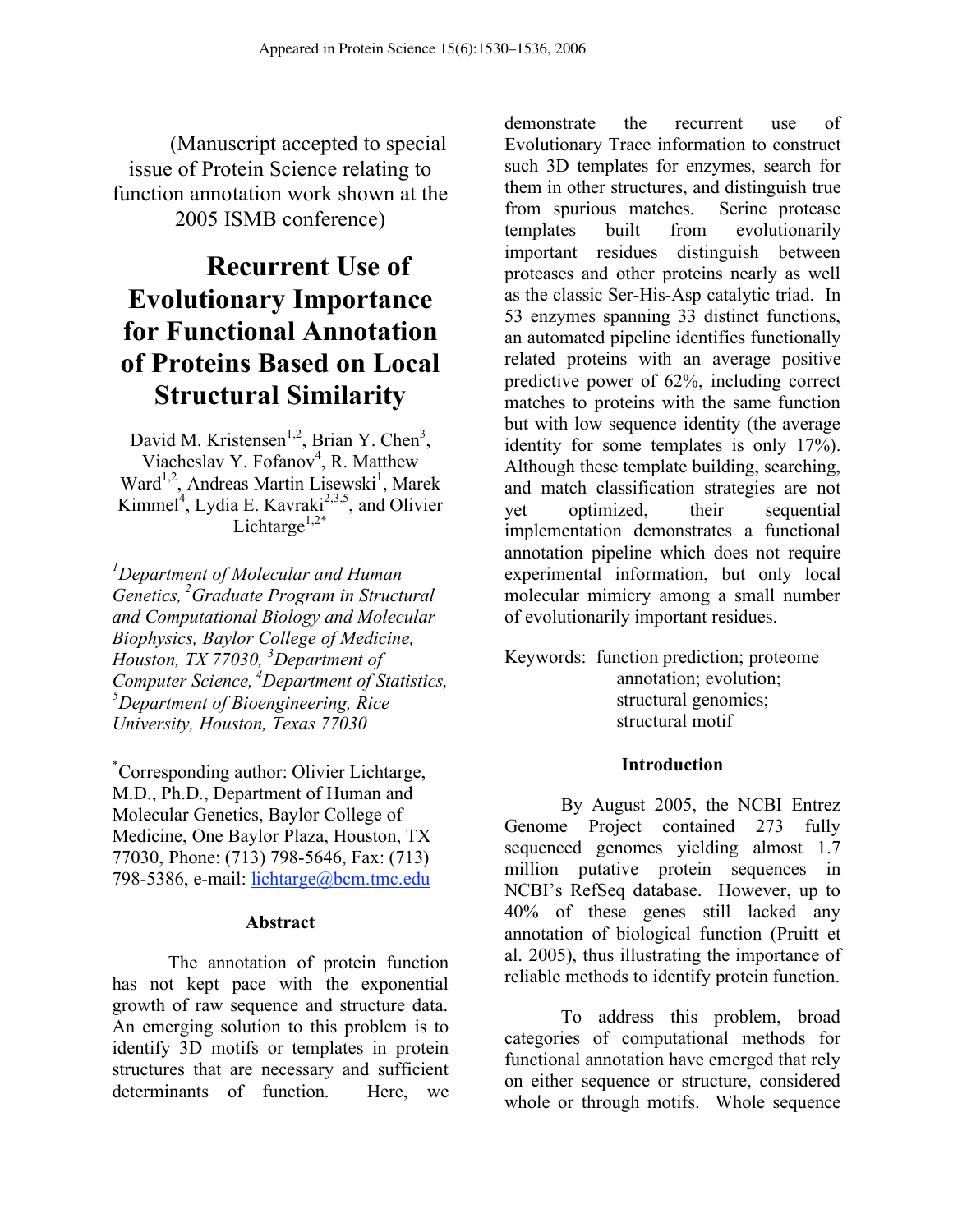Appeared in Protein Science 15(6):1530–1536, 2006

(Manuscript accepted to special issue of Protein Science relating to function annotation work shown at the 2005 ISMB conference)

# Recurrent Use of Evolutionary Importance for Functional Annotation of Proteins Based on Local Structural Similarity

David M. Kristensen[1,2], Brian Y. Chen[3], Viacheslav Y. Fofanov[4], R. Matthew Ward[1,2], Andreas Martin Lisewski[1], Marek Kimmel[4], Lydia E. Kavraki[2,3,5], and Olivier Lichtarge[1,2*]

*[1]Department of Molecular and Human Genetics, [2]Graduate Program in Structural and Computational Biology and Molecular Biophysics, Baylor College of Medicine, Houston, TX 77030, [3]Department of Computer Science, [4]Department of Statistics, [5]Department of Bioengineering, Rice University, Houston, Texas 77030*

[*]Corresponding author: Olivier Lichtarge, M.D., Ph.D., Department of Human and Molecular Genetics, Baylor College of Medicine, One Baylor Plaza, Houston, TX 77030, Phone: (713) 798-5646, Fax: (713) 798-5386, e-mail: lichtarge@bcm.tmc.edu

## Abstract

The annotation of protein function has not kept pace with the exponential growth of raw sequence and structure data. An emerging solution to this problem is to identify 3D motifs or templates in protein structures that are necessary and sufficient determinants of function. Here, we demonstrate the recurrent use of Evolutionary Trace information to construct such 3D templates for enzymes, search for them in other structures, and distinguish true from spurious matches. Serine protease templates built from evolutionarily important residues distinguish between proteases and other proteins nearly as well as the classic Ser-His-Asp catalytic triad. In 53 enzymes spanning 33 distinct functions, an automated pipeline identifies functionally related proteins with an average positive predictive power of 62%, including correct matches to proteins with the same function but with low sequence identity (the average identity for some templates is only 17%). Although these template building, searching, and match classification strategies are not yet optimized, their sequential implementation demonstrates a functional annotation pipeline which does not require experimental information, but only local molecular mimicry among a small number of evolutionarily important residues.

Keywords: function prediction; proteome annotation; evolution; structural genomics; structural motif

## Introduction

By August 2005, the NCBI Entrez Genome Project contained 273 fully sequenced genomes yielding almost 1.7 million putative protein sequences in NCBI's RefSeq database. However, up to 40% of these genes still lacked any annotation of biological function (Pruitt et al. 2005), thus illustrating the importance of reliable methods to identify protein function.

To address this problem, broad categories of computational methods for functional annotation have emerged that rely on either sequence or structure, considered whole or through motifs. Whole sequence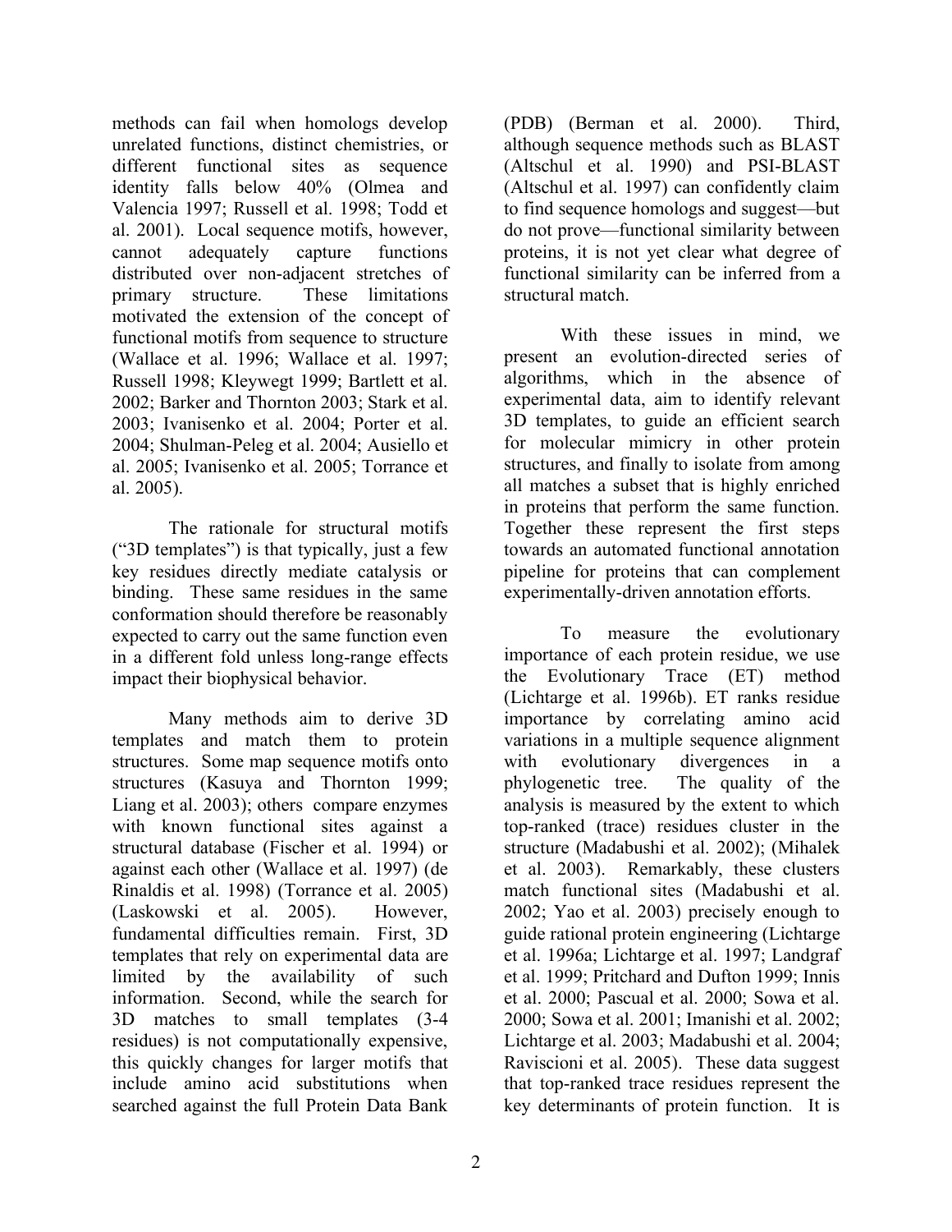methods can fail when homologs develop unrelated functions, distinct chemistries, or different functional sites as sequence identity falls below 40% (Olmea and Valencia 1997; Russell et al. 1998; Todd et al. 2001). Local sequence motifs, however, cannot adequately capture functions distributed over non-adjacent stretches of primary structure. These limitations motivated the extension of the concept of functional motifs from sequence to structure (Wallace et al. 1996; Wallace et al. 1997; Russell 1998; Kleywegt 1999; Bartlett et al. 2002; Barker and Thornton 2003; Stark et al. 2003; Ivanisenko et al. 2004; Porter et al. 2004; Shulman-Peleg et al. 2004; Ausiello et al. 2005; Ivanisenko et al. 2005; Torrance et al. 2005).

The rationale for structural motifs ("3D templates") is that typically, just a few key residues directly mediate catalysis or binding. These same residues in the same conformation should therefore be reasonably expected to carry out the same function even in a different fold unless long-range effects impact their biophysical behavior.

Many methods aim to derive 3D templates and match them to protein structures. Some map sequence motifs onto structures (Kasuya and Thornton 1999; Liang et al. 2003); others compare enzymes with known functional sites against a structural database (Fischer et al. 1994) or against each other (Wallace et al. 1997) (de Rinaldis et al. 1998) (Torrance et al. 2005) (Laskowski et al. 2005). However, fundamental difficulties remain. First, 3D templates that rely on experimental data are limited by the availability of such information. Second, while the search for 3D matches to small templates (3-4 residues) is not computationally expensive, this quickly changes for larger motifs that include amino acid substitutions when searched against the full Protein Data Bank (PDB) (Berman et al. 2000). Third, although sequence methods such as BLAST (Altschul et al. 1990) and PSI-BLAST (Altschul et al. 1997) can confidently claim to find sequence homologs and suggest—but do not prove—functional similarity between proteins, it is not yet clear what degree of functional similarity can be inferred from a structural match.

With these issues in mind, we present an evolution-directed series of algorithms, which in the absence of experimental data, aim to identify relevant 3D templates, to guide an efficient search for molecular mimicry in other protein structures, and finally to isolate from among all matches a subset that is highly enriched in proteins that perform the same function. Together these represent the first steps towards an automated functional annotation pipeline for proteins that can complement experimentally-driven annotation efforts.

To measure the evolutionary importance of each protein residue, we use the Evolutionary Trace (ET) method (Lichtarge et al. 1996b). ET ranks residue importance by correlating amino acid variations in a multiple sequence alignment with evolutionary divergences in a phylogenetic tree. The quality of the analysis is measured by the extent to which top-ranked (trace) residues cluster in the structure (Madabushi et al. 2002); (Mihalek et al. 2003). Remarkably, these clusters match functional sites (Madabushi et al. 2002; Yao et al. 2003) precisely enough to guide rational protein engineering (Lichtarge et al. 1996a; Lichtarge et al. 1997; Landgraf et al. 1999; Pritchard and Dufton 1999; Innis et al. 2000; Pascual et al. 2000; Sowa et al. 2000; Sowa et al. 2001; Imanishi et al. 2002; Lichtarge et al. 2003; Madabushi et al. 2004; Raviscioni et al. 2005). These data suggest that top-ranked trace residues represent the key determinants of protein function. It is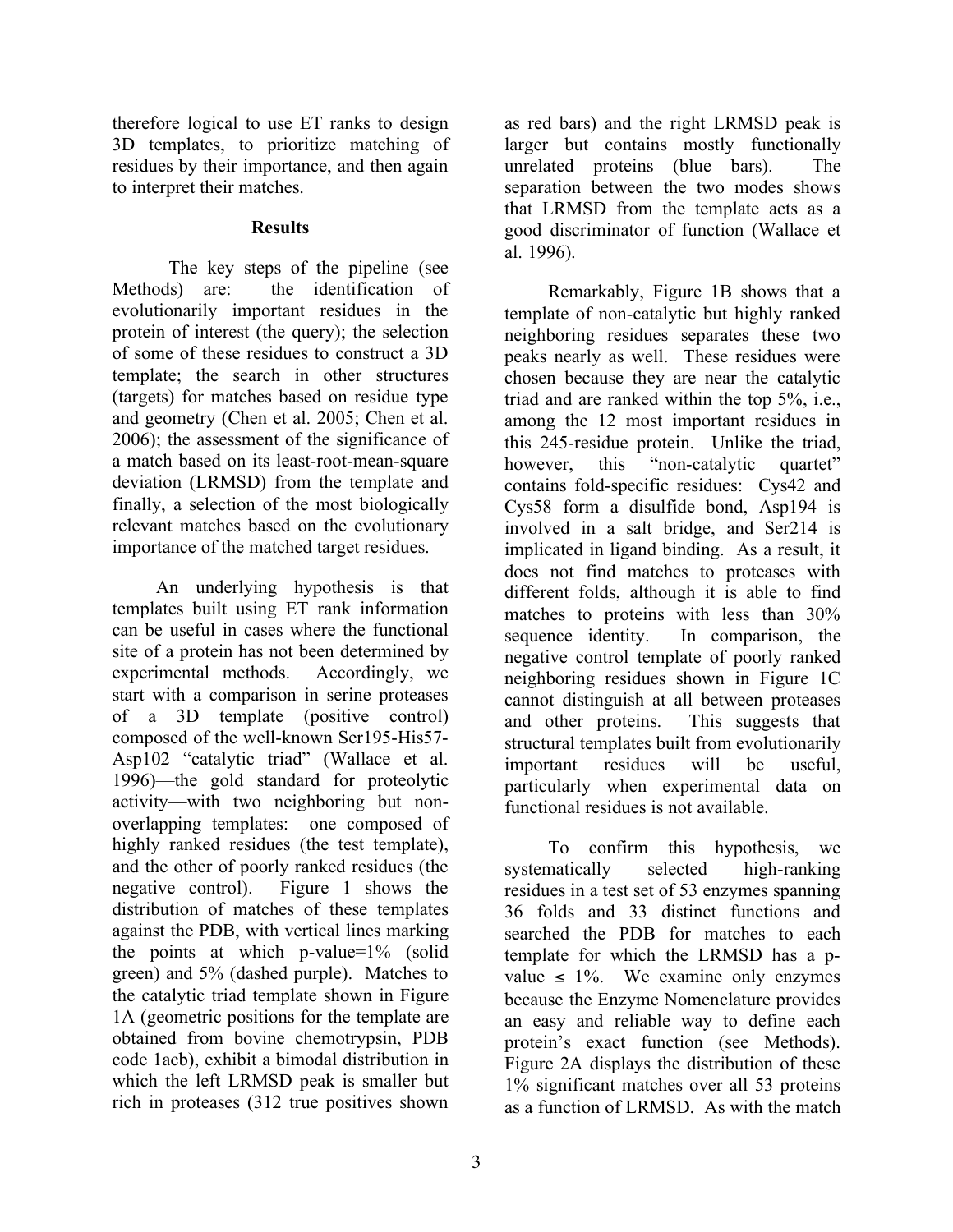therefore logical to use ET ranks to design 3D templates, to prioritize matching of residues by their importance, and then again to interpret their matches.

## Results

The key steps of the pipeline (see Methods) are: the identification of evolutionarily important residues in the protein of interest (the query); the selection of some of these residues to construct a 3D template; the search in other structures (targets) for matches based on residue type and geometry (Chen et al. 2005; Chen et al. 2006); the assessment of the significance of a match based on its least-root-mean-square deviation (LRMSD) from the template and finally, a selection of the most biologically relevant matches based on the evolutionary importance of the matched target residues.

An underlying hypothesis is that templates built using ET rank information can be useful in cases where the functional site of a protein has not been determined by experimental methods. Accordingly, we start with a comparison in serine proteases of a 3D template (positive control) composed of the well-known Ser195-His57-Asp102 "catalytic triad" (Wallace et al. 1996)—the gold standard for proteolytic activity—with two neighboring but non-overlapping templates: one composed of highly ranked residues (the test template), and the other of poorly ranked residues (the negative control). Figure 1 shows the distribution of matches of these templates against the PDB, with vertical lines marking the points at which p-value=1% (solid green) and 5% (dashed purple). Matches to the catalytic triad template shown in Figure 1A (geometric positions for the template are obtained from bovine chemotrypsin, PDB code 1acb), exhibit a bimodal distribution in which the left LRMSD peak is smaller but rich in proteases (312 true positives shown as red bars) and the right LRMSD peak is larger but contains mostly functionally unrelated proteins (blue bars). The separation between the two modes shows that LRMSD from the template acts as a good discriminator of function (Wallace et al. 1996).

Remarkably, Figure 1B shows that a template of non-catalytic but highly ranked neighboring residues separates these two peaks nearly as well. These residues were chosen because they are near the catalytic triad and are ranked within the top 5%, i.e., among the 12 most important residues in this 245-residue protein. Unlike the triad, however, this "non-catalytic quartet" contains fold-specific residues: Cys42 and Cys58 form a disulfide bond, Asp194 is involved in a salt bridge, and Ser214 is implicated in ligand binding. As a result, it does not find matches to proteases with different folds, although it is able to find matches to proteins with less than 30% sequence identity. In comparison, the negative control template of poorly ranked neighboring residues shown in Figure 1C cannot distinguish at all between proteases and other proteins. This suggests that structural templates built from evolutionarily important residues will be useful, particularly when experimental data on functional residues is not available.

To confirm this hypothesis, we systematically selected high-ranking residues in a test set of 53 enzymes spanning 36 folds and 33 distinct functions and searched the PDB for matches to each template for which the LRMSD has a p-value ≤ 1%. We examine only enzymes because the Enzyme Nomenclature provides an easy and reliable way to define each protein's exact function (see Methods). Figure 2A displays the distribution of these 1% significant matches over all 53 proteins as a function of LRMSD. As with the match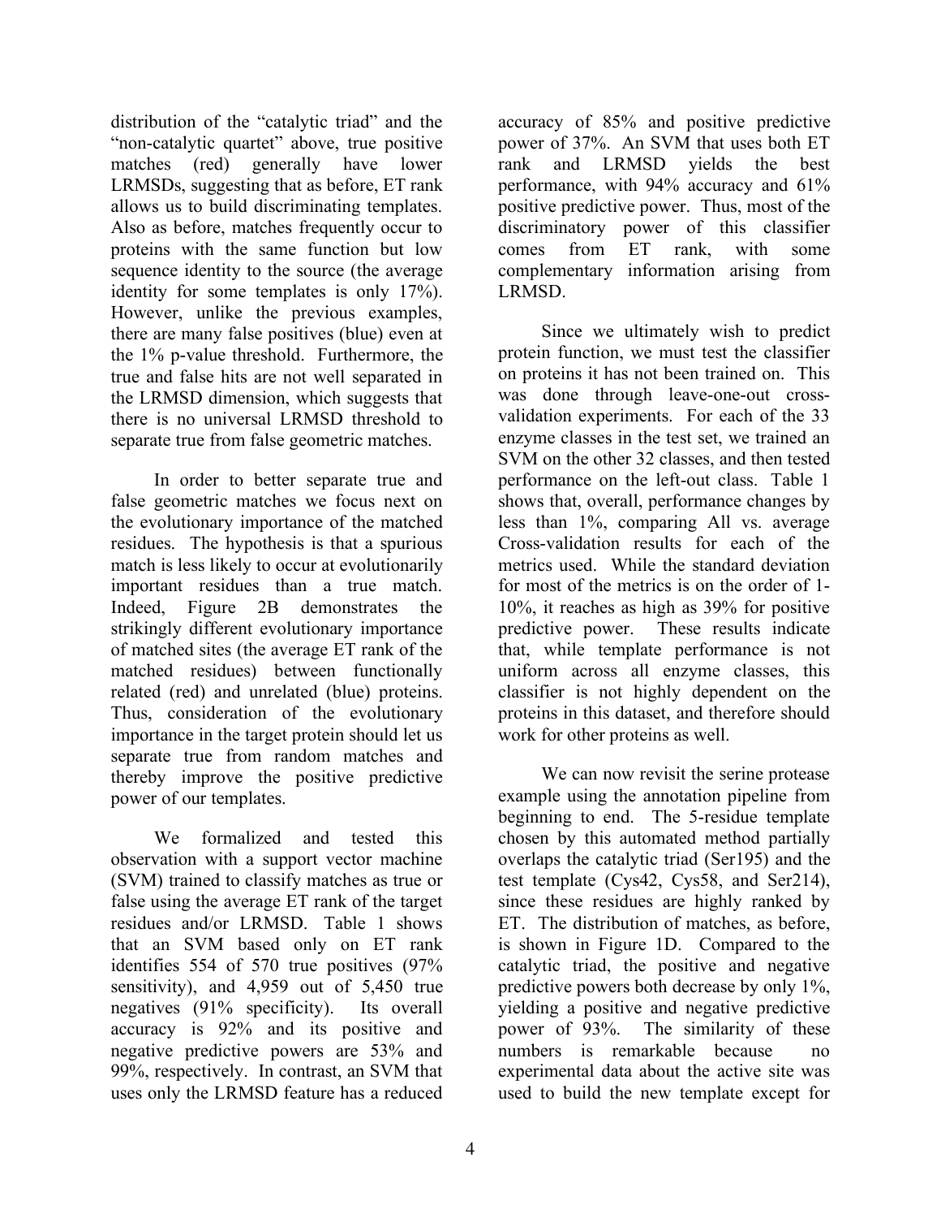distribution of the "catalytic triad" and the "non-catalytic quartet" above, true positive matches (red) generally have lower LRMSDs, suggesting that as before, ET rank allows us to build discriminating templates. Also as before, matches frequently occur to proteins with the same function but low sequence identity to the source (the average identity for some templates is only 17%). However, unlike the previous examples, there are many false positives (blue) even at the 1% p-value threshold. Furthermore, the true and false hits are not well separated in the LRMSD dimension, which suggests that there is no universal LRMSD threshold to separate true from false geometric matches.

In order to better separate true and false geometric matches we focus next on the evolutionary importance of the matched residues. The hypothesis is that a spurious match is less likely to occur at evolutionarily important residues than a true match. Indeed, Figure 2B demonstrates the strikingly different evolutionary importance of matched sites (the average ET rank of the matched residues) between functionally related (red) and unrelated (blue) proteins. Thus, consideration of the evolutionary importance in the target protein should let us separate true from random matches and thereby improve the positive predictive power of our templates.

We formalized and tested this observation with a support vector machine (SVM) trained to classify matches as true or false using the average ET rank of the target residues and/or LRMSD. Table 1 shows that an SVM based only on ET rank identifies 554 of 570 true positives (97% sensitivity), and 4,959 out of 5,450 true negatives (91% specificity). Its overall accuracy is 92% and its positive and negative predictive powers are 53% and 99%, respectively. In contrast, an SVM that uses only the LRMSD feature has a reduced accuracy of 85% and positive predictive power of 37%. An SVM that uses both ET rank and LRMSD yields the best performance, with 94% accuracy and 61% positive predictive power. Thus, most of the discriminatory power of this classifier comes from ET rank, with some complementary information arising from LRMSD.

Since we ultimately wish to predict protein function, we must test the classifier on proteins it has not been trained on. This was done through leave-one-out cross-validation experiments. For each of the 33 enzyme classes in the test set, we trained an SVM on the other 32 classes, and then tested performance on the left-out class. Table 1 shows that, overall, performance changes by less than 1%, comparing All vs. average Cross-validation results for each of the metrics used. While the standard deviation for most of the metrics is on the order of 1-10%, it reaches as high as 39% for positive predictive power. These results indicate that, while template performance is not uniform across all enzyme classes, this classifier is not highly dependent on the proteins in this dataset, and therefore should work for other proteins as well.

We can now revisit the serine protease example using the annotation pipeline from beginning to end. The 5-residue template chosen by this automated method partially overlaps the catalytic triad (Ser195) and the test template (Cys42, Cys58, and Ser214), since these residues are highly ranked by ET. The distribution of matches, as before, is shown in Figure 1D. Compared to the catalytic triad, the positive and negative predictive powers both decrease by only 1%, yielding a positive and negative predictive power of 93%. The similarity of these numbers is remarkable because no experimental data about the active site was used to build the new template except for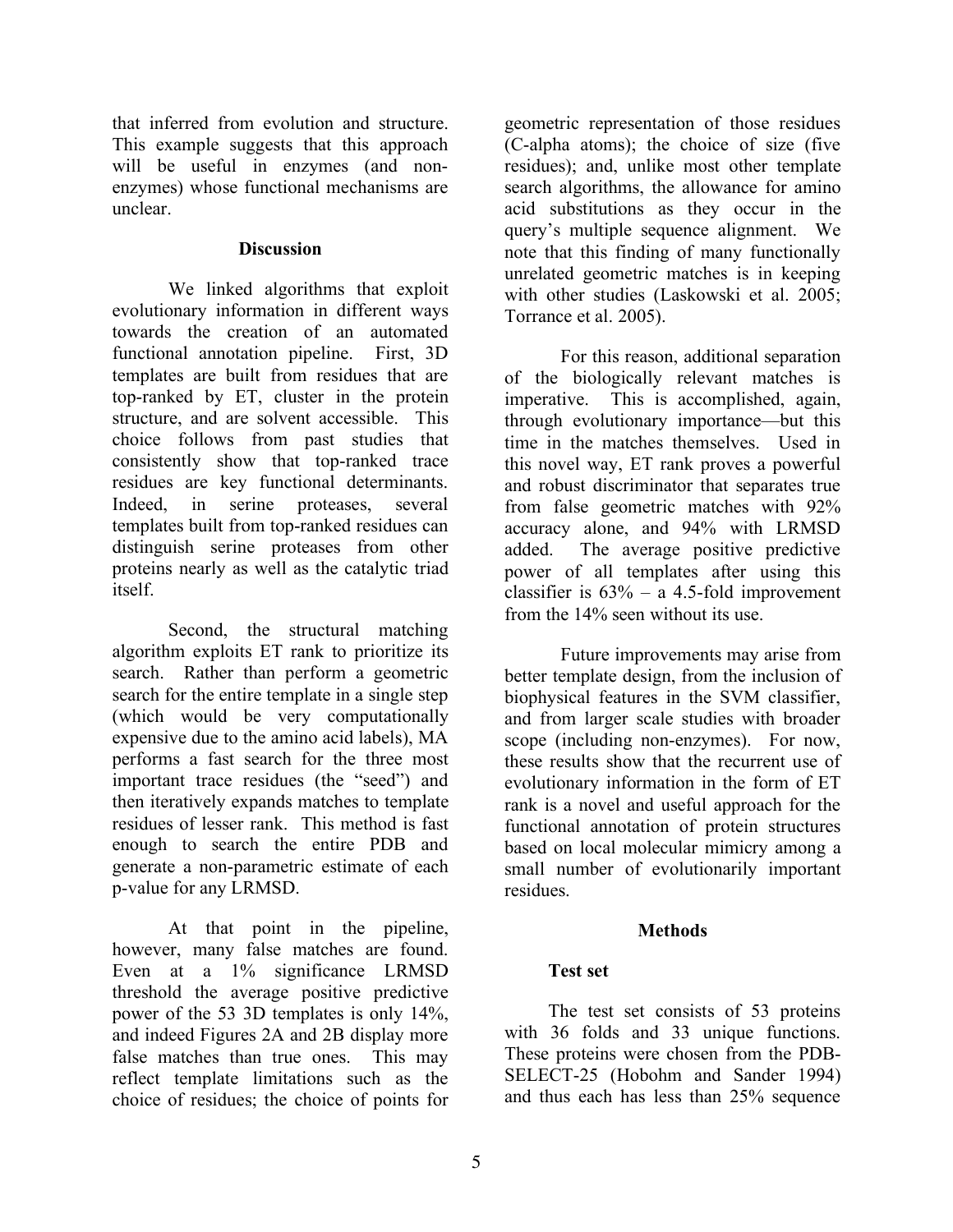that inferred from evolution and structure. This example suggests that this approach will be useful in enzymes (and non-enzymes) whose functional mechanisms are unclear.

## Discussion

We linked algorithms that exploit evolutionary information in different ways towards the creation of an automated functional annotation pipeline. First, 3D templates are built from residues that are top-ranked by ET, cluster in the protein structure, and are solvent accessible. This choice follows from past studies that consistently show that top-ranked trace residues are key functional determinants. Indeed, in serine proteases, several templates built from top-ranked residues can distinguish serine proteases from other proteins nearly as well as the catalytic triad itself.

Second, the structural matching algorithm exploits ET rank to prioritize its search. Rather than perform a geometric search for the entire template in a single step (which would be very computationally expensive due to the amino acid labels), MA performs a fast search for the three most important trace residues (the "seed") and then iteratively expands matches to template residues of lesser rank. This method is fast enough to search the entire PDB and generate a non-parametric estimate of each p-value for any LRMSD.

At that point in the pipeline, however, many false matches are found. Even at a 1% significance LRMSD threshold the average positive predictive power of the 53 3D templates is only 14%, and indeed Figures 2A and 2B display more false matches than true ones. This may reflect template limitations such as the choice of residues; the choice of points for geometric representation of those residues (C-alpha atoms); the choice of size (five residues); and, unlike most other template search algorithms, the allowance for amino acid substitutions as they occur in the query's multiple sequence alignment. We note that this finding of many functionally unrelated geometric matches is in keeping with other studies (Laskowski et al. 2005; Torrance et al. 2005).

For this reason, additional separation of the biologically relevant matches is imperative. This is accomplished, again, through evolutionary importance—but this time in the matches themselves. Used in this novel way, ET rank proves a powerful and robust discriminator that separates true from false geometric matches with 92% accuracy alone, and 94% with LRMSD added. The average positive predictive power of all templates after using this classifier is 63% – a 4.5-fold improvement from the 14% seen without its use.

Future improvements may arise from better template design, from the inclusion of biophysical features in the SVM classifier, and from larger scale studies with broader scope (including non-enzymes). For now, these results show that the recurrent use of evolutionary information in the form of ET rank is a novel and useful approach for the functional annotation of protein structures based on local molecular mimicry among a small number of evolutionarily important residues.

## Methods

### Test set

The test set consists of 53 proteins with 36 folds and 33 unique functions. These proteins were chosen from the PDB-SELECT-25 (Hobohm and Sander 1994) and thus each has less than 25% sequence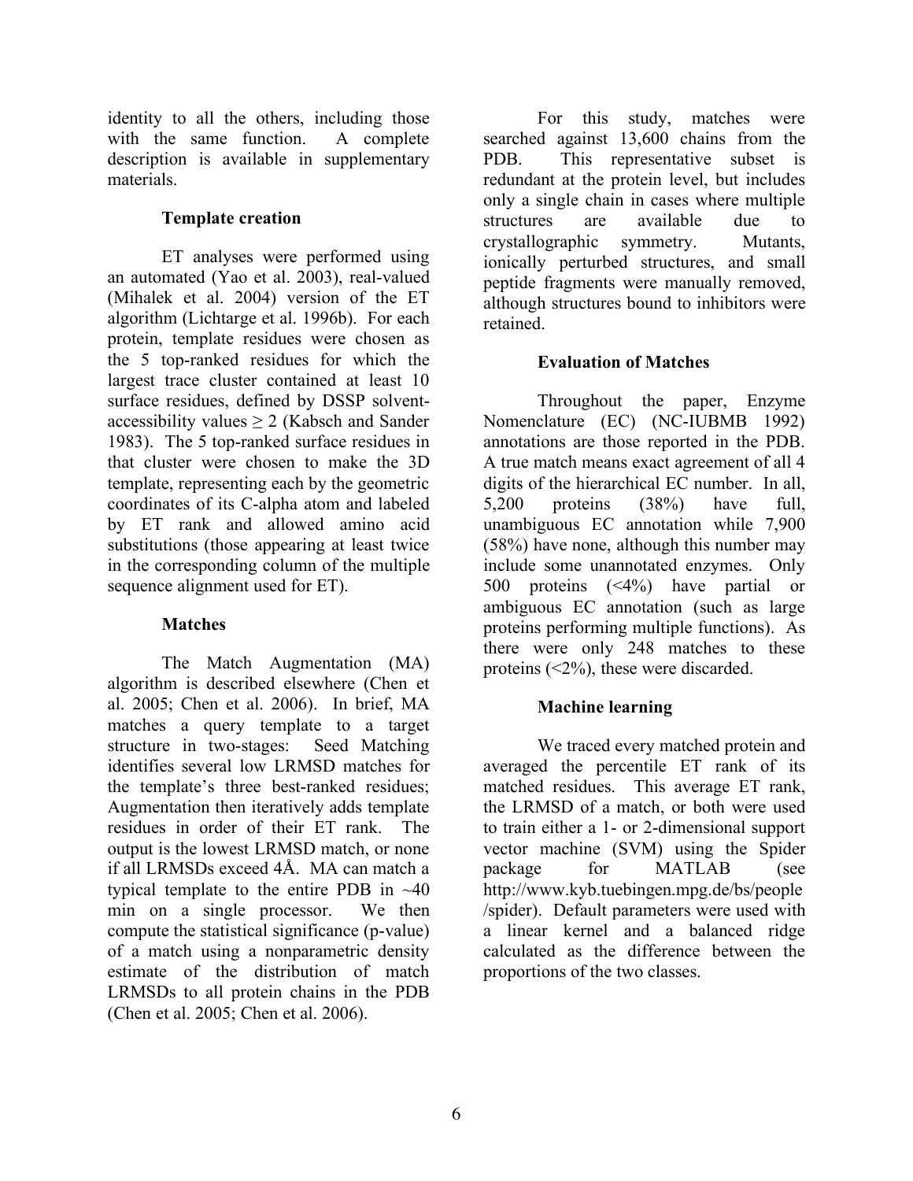identity to all the others, including those with the same function. A complete description is available in supplementary materials.

### Template creation

ET analyses were performed using an automated (Yao et al. 2003), real-valued (Mihalek et al. 2004) version of the ET algorithm (Lichtarge et al. 1996b). For each protein, template residues were chosen as the 5 top-ranked residues for which the largest trace cluster contained at least 10 surface residues, defined by DSSP solvent-accessibility values $\geq 2$ (Kabsch and Sander 1983). The 5 top-ranked surface residues in that cluster were chosen to make the 3D template, representing each by the geometric coordinates of its C-alpha atom and labeled by ET rank and allowed amino acid substitutions (those appearing at least twice in the corresponding column of the multiple sequence alignment used for ET).

### Matches

The Match Augmentation (MA) algorithm is described elsewhere (Chen et al. 2005; Chen et al. 2006). In brief, MA matches a query template to a target structure in two-stages: Seed Matching identifies several low LRMSD matches for the template's three best-ranked residues; Augmentation then iteratively adds template residues in order of their ET rank. The output is the lowest LRMSD match, or none if all LRMSDs exceed 4Å. MA can match a typical template to the entire PDB in ~40 min on a single processor. We then compute the statistical significance (p-value) of a match using a nonparametric density estimate of the distribution of match LRMSDs to all protein chains in the PDB (Chen et al. 2005; Chen et al. 2006).

For this study, matches were searched against 13,600 chains from the PDB. This representative subset is redundant at the protein level, but includes only a single chain in cases where multiple structures are available due to crystallographic symmetry. Mutants, ionically perturbed structures, and small peptide fragments were manually removed, although structures bound to inhibitors were retained.

### Evaluation of Matches

Throughout the paper, Enzyme Nomenclature (EC) (NC-IUBMB 1992) annotations are those reported in the PDB. A true match means exact agreement of all 4 digits of the hierarchical EC number. In all, 5,200 proteins (38%) have full, unambiguous EC annotation while 7,900 (58%) have none, although this number may include some unannotated enzymes. Only 500 proteins (<4%) have partial or ambiguous EC annotation (such as large proteins performing multiple functions). As there were only 248 matches to these proteins (<2%), these were discarded.

### Machine learning

We traced every matched protein and averaged the percentile ET rank of its matched residues. This average ET rank, the LRMSD of a match, or both were used to train either a 1- or 2-dimensional support vector machine (SVM) using the Spider package for MATLAB (see http://www.kyb.tuebingen.mpg.de/bs/people/spider). Default parameters were used with a linear kernel and a balanced ridge calculated as the difference between the proportions of the two classes.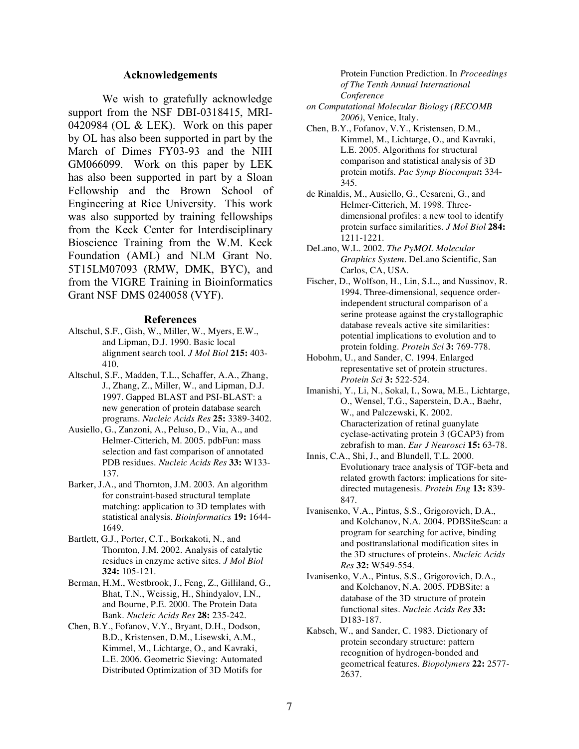## Acknowledgements

We wish to gratefully acknowledge support from the NSF DBI-0318415, MRI-0420984 (OL & LEK). Work on this paper by OL has also been supported in part by the March of Dimes FY03-93 and the NIH GM066099. Work on this paper by LEK has also been supported in part by a Sloan Fellowship and the Brown School of Engineering at Rice University. This work was also supported by training fellowships from the Keck Center for Interdisciplinary Bioscience Training from the W.M. Keck Foundation (AML) and NLM Grant No. 5T15LM07093 (RMW, DMK, BYC), and from the VIGRE Training in Bioinformatics Grant NSF DMS 0240058 (VYF).

## References

Altschul, S.F., Gish, W., Miller, W., Myers, E.W., and Lipman, D.J. 1990. Basic local alignment search tool. *J Mol Biol* **215:** 403-410.

Altschul, S.F., Madden, T.L., Schaffer, A.A., Zhang, J., Zhang, Z., Miller, W., and Lipman, D.J. 1997. Gapped BLAST and PSI-BLAST: a new generation of protein database search programs. *Nucleic Acids Res* **25:** 3389-3402.

Ausiello, G., Zanzoni, A., Peluso, D., Via, A., and Helmer-Citterich, M. 2005. pdbFun: mass selection and fast comparison of annotated PDB residues. *Nucleic Acids Res* **33:** W133-137.

Barker, J.A., and Thornton, J.M. 2003. An algorithm for constraint-based structural template matching: application to 3D templates with statistical analysis. *Bioinformatics* **19:** 1644-1649.

Bartlett, G.J., Porter, C.T., Borkakoti, N., and Thornton, J.M. 2002. Analysis of catalytic residues in enzyme active sites. *J Mol Biol* **324:** 105-121.

Berman, H.M., Westbrook, J., Feng, Z., Gilliland, G., Bhat, T.N., Weissig, H., Shindyalov, I.N., and Bourne, P.E. 2000. The Protein Data Bank. *Nucleic Acids Res* **28:** 235-242.

Chen, B.Y., Fofanov, V.Y., Bryant, D.H., Dodson, B.D., Kristensen, D.M., Lisewski, A.M., Kimmel, M., Lichtarge, O., and Kavraki, L.E. 2006. Geometric Sieving: Automated Distributed Optimization of 3D Motifs for Protein Function Prediction. In *Proceedings of The Tenth Annual International Conference on Computational Molecular Biology (RECOMB 2006)*, Venice, Italy.

Chen, B.Y., Fofanov, V.Y., Kristensen, D.M., Kimmel, M., Lichtarge, O., and Kavraki, L.E. 2005. Algorithms for structural comparison and statistical analysis of 3D protein motifs. *Pac Symp Biocomput***:** 334-345.

de Rinaldis, M., Ausiello, G., Cesareni, G., and Helmer-Citterich, M. 1998. Three-dimensional profiles: a new tool to identify protein surface similarities. *J Mol Biol* **284:** 1211-1221.

DeLano, W.L. 2002. *The PyMOL Molecular Graphics System*. DeLano Scientific, San Carlos, CA, USA.

Fischer, D., Wolfson, H., Lin, S.L., and Nussinov, R. 1994. Three-dimensional, sequence order-independent structural comparison of a serine protease against the crystallographic database reveals active site similarities: potential implications to evolution and to protein folding. *Protein Sci* **3:** 769-778.

Hobohm, U., and Sander, C. 1994. Enlarged representative set of protein structures. *Protein Sci* **3:** 522-524.

Imanishi, Y., Li, N., Sokal, I., Sowa, M.E., Lichtarge, O., Wensel, T.G., Saperstein, D.A., Baehr, W., and Palczewski, K. 2002. Characterization of retinal guanylate cyclase-activating protein 3 (GCAP3) from zebrafish to man. *Eur J Neurosci* **15:** 63-78.

Innis, C.A., Shi, J., and Blundell, T.L. 2000. Evolutionary trace analysis of TGF-beta and related growth factors: implications for site-directed mutagenesis. *Protein Eng* **13:** 839-847.

Ivanisenko, V.A., Pintus, S.S., Grigorovich, D.A., and Kolchanov, N.A. 2004. PDBSiteScan: a program for searching for active, binding and posttranslational modification sites in the 3D structures of proteins. *Nucleic Acids Res* **32:** W549-554.

Ivanisenko, V.A., Pintus, S.S., Grigorovich, D.A., and Kolchanov, N.A. 2005. PDBSite: a database of the 3D structure of protein functional sites. *Nucleic Acids Res* **33:** D183-187.

Kabsch, W., and Sander, C. 1983. Dictionary of protein secondary structure: pattern recognition of hydrogen-bonded and geometrical features. *Biopolymers* **22:** 2577-2637.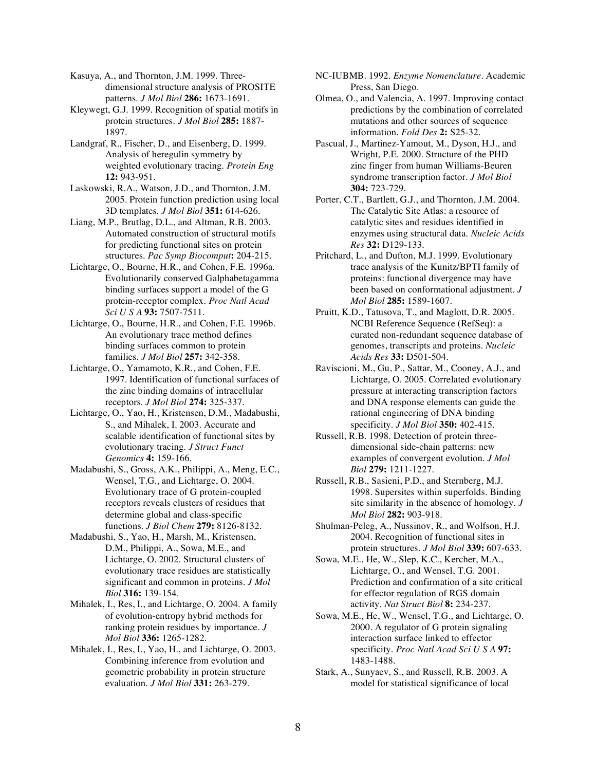Kasuya, A., and Thornton, J.M. 1999. Three-dimensional structure analysis of PROSITE patterns. *J Mol Biol* **286:** 1673-1691.

Kleywegt, G.J. 1999. Recognition of spatial motifs in protein structures. *J Mol Biol* **285:** 1887-1897.

Landgraf, R., Fischer, D., and Eisenberg, D. 1999. Analysis of heregulin symmetry by weighted evolutionary tracing. *Protein Eng* **12:** 943-951.

Laskowski, R.A., Watson, J.D., and Thornton, J.M. 2005. Protein function prediction using local 3D templates. *J Mol Biol* **351:** 614-626.

Liang, M.P., Brutlag, D.L., and Altman, R.B. 2003. Automated construction of structural motifs for predicting functional sites on protein structures. *Pac Symp Biocomput***:** 204-215.

Lichtarge, O., Bourne, H.R., and Cohen, F.E. 1996a. Evolutionarily conserved Galphabetagamma binding surfaces support a model of the G protein-receptor complex. *Proc Natl Acad Sci U S A* **93:** 7507-7511.

Lichtarge, O., Bourne, H.R., and Cohen, F.E. 1996b. An evolutionary trace method defines binding surfaces common to protein families. *J Mol Biol* **257:** 342-358.

Lichtarge, O., Yamamoto, K.R., and Cohen, F.E. 1997. Identification of functional surfaces of the zinc binding domains of intracellular receptors. *J Mol Biol* **274:** 325-337.

Lichtarge, O., Yao, H., Kristensen, D.M., Madabushi, S., and Mihalek, I. 2003. Accurate and scalable identification of functional sites by evolutionary tracing. *J Struct Funct Genomics* **4:** 159-166.

Madabushi, S., Gross, A.K., Philippi, A., Meng, E.C., Wensel, T.G., and Lichtarge, O. 2004. Evolutionary trace of G protein-coupled receptors reveals clusters of residues that determine global and class-specific functions. *J Biol Chem* **279:** 8126-8132.

Madabushi, S., Yao, H., Marsh, M., Kristensen, D.M., Philippi, A., Sowa, M.E., and Lichtarge, O. 2002. Structural clusters of evolutionary trace residues are statistically significant and common in proteins. *J Mol Biol* **316:** 139-154.

Mihalek, I., Res, I., and Lichtarge, O. 2004. A family of evolution-entropy hybrid methods for ranking protein residues by importance. *J Mol Biol* **336:** 1265-1282.

Mihalek, I., Res, I., Yao, H., and Lichtarge, O. 2003. Combining inference from evolution and geometric probability in protein structure evaluation. *J Mol Biol* **331:** 263-279.

NC-IUBMB. 1992. *Enzyme Nomenclature*. Academic Press, San Diego.

Olmea, O., and Valencia, A. 1997. Improving contact predictions by the combination of correlated mutations and other sources of sequence information. *Fold Des* **2:** S25-32.

Pascual, J., Martinez-Yamout, M., Dyson, H.J., and Wright, P.E. 2000. Structure of the PHD zinc finger from human Williams-Beuren syndrome transcription factor. *J Mol Biol* **304:** 723-729.

Porter, C.T., Bartlett, G.J., and Thornton, J.M. 2004. The Catalytic Site Atlas: a resource of catalytic sites and residues identified in enzymes using structural data. *Nucleic Acids Res* **32:** D129-133.

Pritchard, L., and Dufton, M.J. 1999. Evolutionary trace analysis of the Kunitz/BPTI family of proteins: functional divergence may have been based on conformational adjustment. *J Mol Biol* **285:** 1589-1607.

Pruitt, K.D., Tatusova, T., and Maglott, D.R. 2005. NCBI Reference Sequence (RefSeq): a curated non-redundant sequence database of genomes, transcripts and proteins. *Nucleic Acids Res* **33:** D501-504.

Raviscioni, M., Gu, P., Sattar, M., Cooney, A.J., and Lichtarge, O. 2005. Correlated evolutionary pressure at interacting transcription factors and DNA response elements can guide the rational engineering of DNA binding specificity. *J Mol Biol* **350:** 402-415.

Russell, R.B. 1998. Detection of protein three-dimensional side-chain patterns: new examples of convergent evolution. *J Mol Biol* **279:** 1211-1227.

Russell, R.B., Sasieni, P.D., and Sternberg, M.J. 1998. Supersites within superfolds. Binding site similarity in the absence of homology. *J Mol Biol* **282:** 903-918.

Shulman-Peleg, A., Nussinov, R., and Wolfson, H.J. 2004. Recognition of functional sites in protein structures. *J Mol Biol* **339:** 607-633.

Sowa, M.E., He, W., Slep, K.C., Kercher, M.A., Lichtarge, O., and Wensel, T.G. 2001. Prediction and confirmation of a site critical for effector regulation of RGS domain activity. *Nat Struct Biol* **8:** 234-237.

Sowa, M.E., He, W., Wensel, T.G., and Lichtarge, O. 2000. A regulator of G protein signaling interaction surface linked to effector specificity. *Proc Natl Acad Sci U S A* **97:** 1483-1488.

Stark, A., Sunyaev, S., and Russell, R.B. 2003. A model for statistical significance of local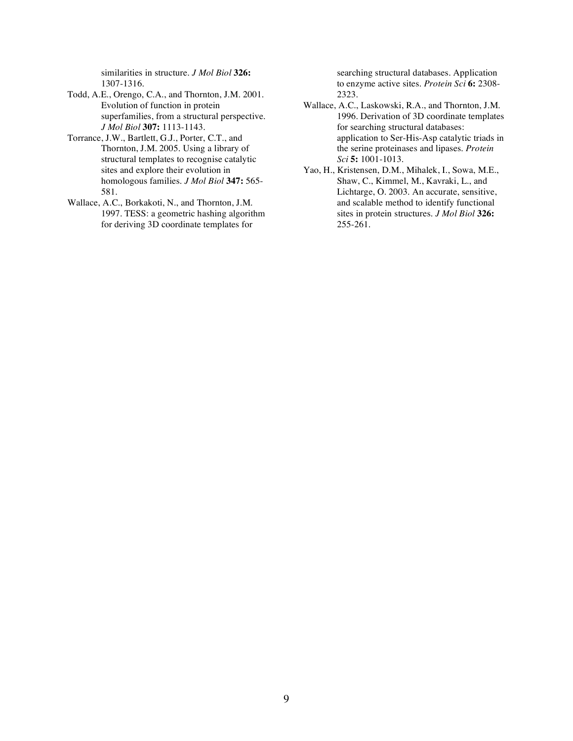similarities in structure. *J Mol Biol* **326:** 1307-1316.

Todd, A.E., Orengo, C.A., and Thornton, J.M. 2001. Evolution of function in protein superfamilies, from a structural perspective. *J Mol Biol* **307:** 1113-1143.

Torrance, J.W., Bartlett, G.J., Porter, C.T., and Thornton, J.M. 2005. Using a library of structural templates to recognise catalytic sites and explore their evolution in homologous families. *J Mol Biol* **347:** 565-581.

Wallace, A.C., Borkakoti, N., and Thornton, J.M. 1997. TESS: a geometric hashing algorithm for deriving 3D coordinate templates for searching structural databases. Application to enzyme active sites. *Protein Sci* **6:** 2308-2323.

Wallace, A.C., Laskowski, R.A., and Thornton, J.M. 1996. Derivation of 3D coordinate templates for searching structural databases: application to Ser-His-Asp catalytic triads in the serine proteinases and lipases. *Protein Sci* **5:** 1001-1013.

Yao, H., Kristensen, D.M., Mihalek, I., Sowa, M.E., Shaw, C., Kimmel, M., Kavraki, L., and Lichtarge, O. 2003. An accurate, sensitive, and scalable method to identify functional sites in protein structures. *J Mol Biol* **326:** 255-261.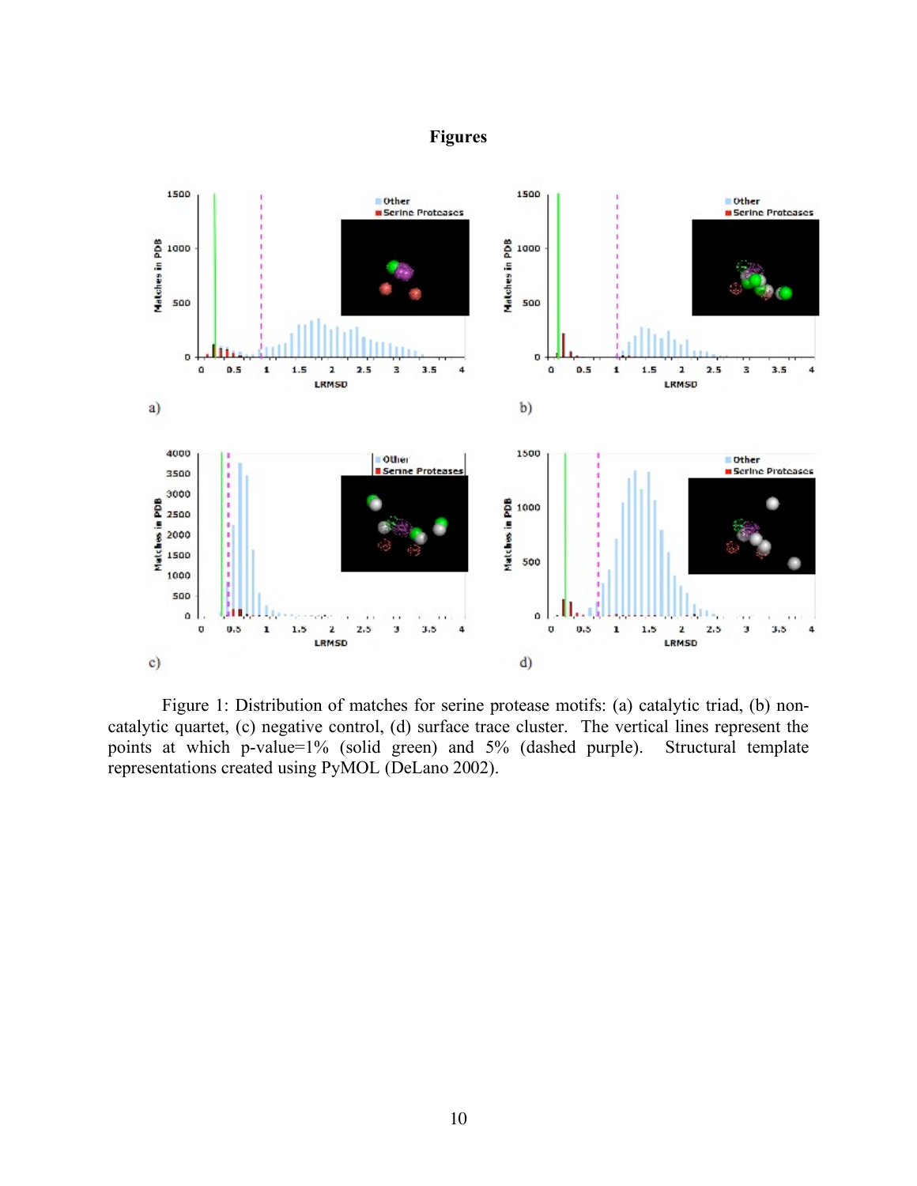# Figures

Figure 1: Distribution of matches for serine protease motifs: (a) catalytic triad, (b) non-catalytic quartet, (c) negative control, (d) surface trace cluster. The vertical lines represent the points at which p-value=1% (solid green) and 5% (dashed purple). Structural template representations created using PyMOL (DeLano 2002).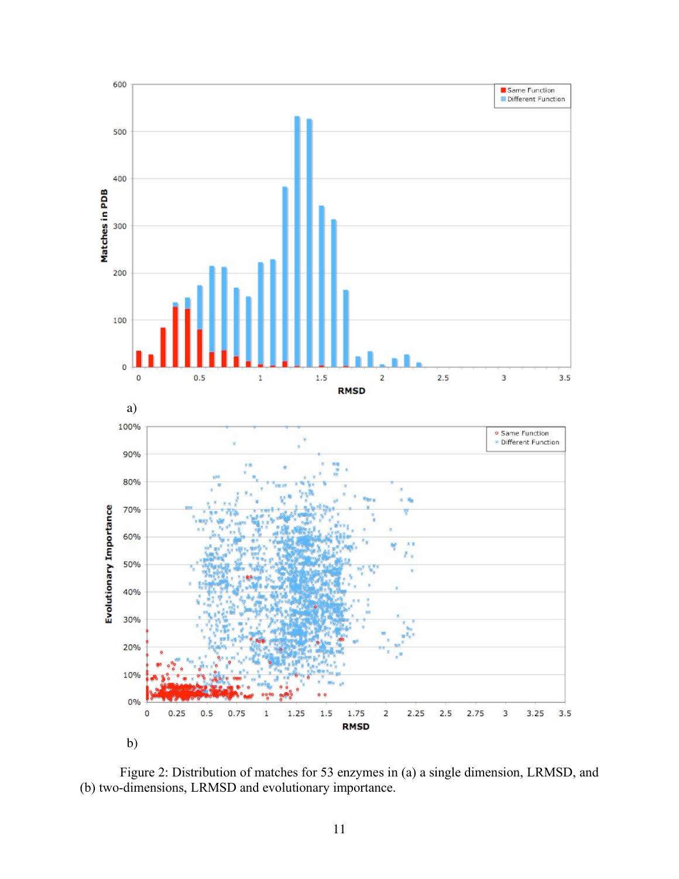a)

b)

Figure 2: Distribution of matches for 53 enzymes in (a) a single dimension, LRMSD, and (b) two-dimensions, LRMSD and evolutionary importance.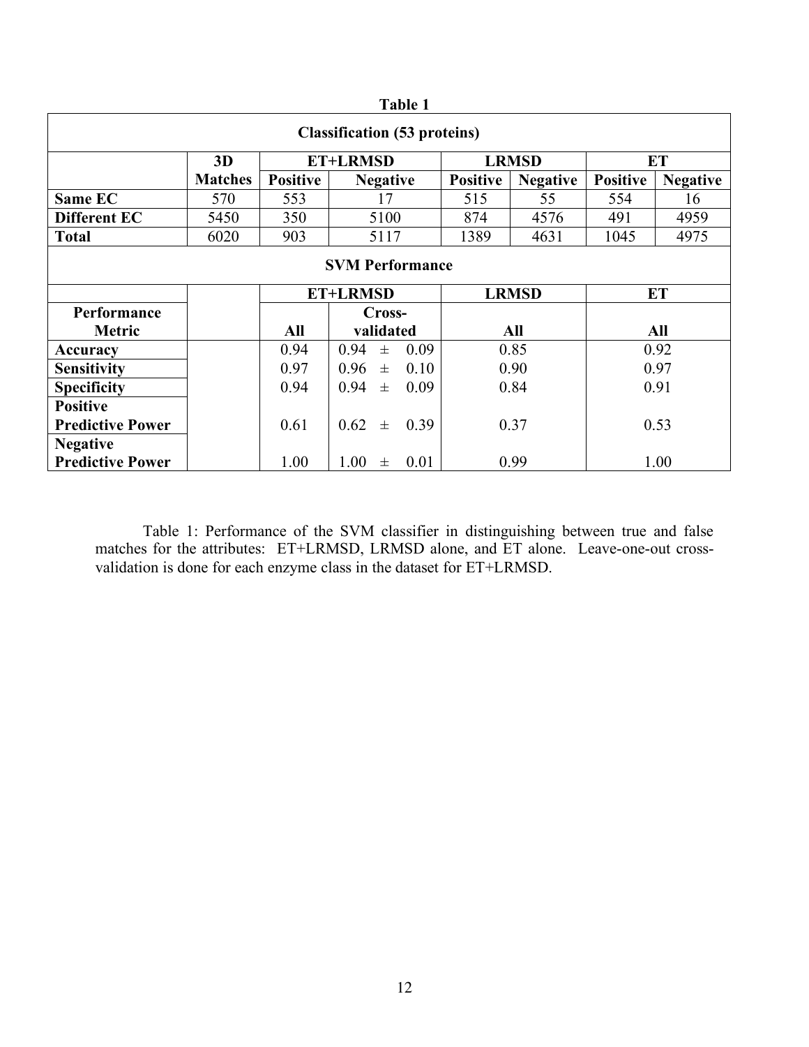**Table 1**

| Classification (53 proteins) | | | | | | | |
|---|---|---|---|---|---|---|---|
| | 3D | ET+LRMSD | | LRMSD | | ET | |
| | Matches | Positive | Negative | Positive | Negative | Positive | Negative |
| **Same EC** | 570 | 553 | 17 | 515 | 55 | 554 | 16 |
| **Different EC** | 5450 | 350 | 5100 | 874 | 4576 | 491 | 4959 |
| **Total** | 6020 | 903 | 5117 | 1389 | 4631 | 1045 | 4975 |

| SVM Performance | | | | | |
|---|---|---|---|---|---|
| | | ET+LRMSD | | LRMSD | ET |
| **Performance Metric** | | **All** | **Cross-validated** | **All** | **All** |
| **Accuracy** | | 0.94 | 0.94 ± 0.09 | 0.85 | 0.92 |
| **Sensitivity** | | 0.97 | 0.96 ± 0.10 | 0.90 | 0.97 |
| **Specificity** | | 0.94 | 0.94 ± 0.09 | 0.84 | 0.91 |
| **Positive Predictive Power** | | 0.61 | 0.62 ± 0.39 | 0.37 | 0.53 |
| **Negative Predictive Power** | | 1.00 | 1.00 ± 0.01 | 0.99 | 1.00 |

Table 1: Performance of the SVM classifier in distinguishing between true and false matches for the attributes: ET+LRMSD, LRMSD alone, and ET alone. Leave-one-out cross-validation is done for each enzyme class in the dataset for ET+LRMSD.